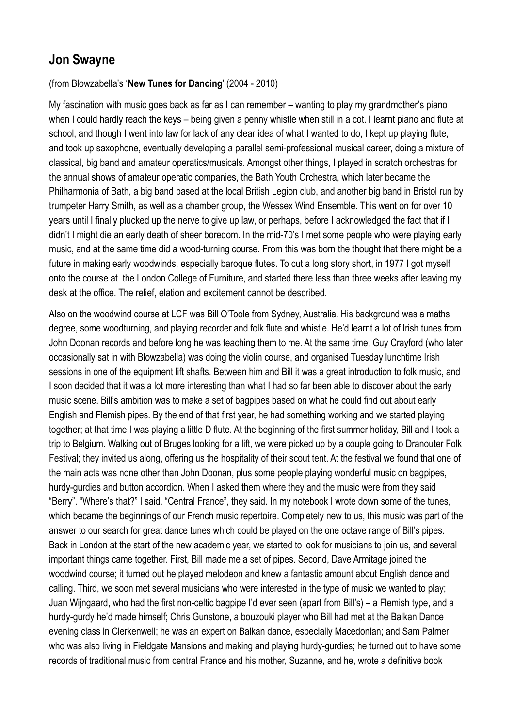## Jon Swayne

(from Blowzabella's '**New Tunes for Dancing**' (2004 - 2010)

My fascination with music goes back as far as I can remember – wanting to play my grandmother's piano when I could hardly reach the keys – being given a penny whistle when still in a cot. I learnt piano and flute at school, and though I went into law for lack of any clear idea of what I wanted to do, I kept up playing flute, and took up saxophone, eventually developing a parallel semi-professional musical career, doing a mixture of classical, big band and amateur operatics/musicals. Amongst other things, I played in scratch orchestras for the annual shows of amateur operatic companies, the Bath Youth Orchestra, which later became the Philharmonia of Bath, a big band based at the local British Legion club, and another big band in Bristol run by trumpeter Harry Smith, as well as a chamber group, the Wessex Wind Ensemble. This went on for over 10 years until I finally plucked up the nerve to give up law, or perhaps, before I acknowledged the fact that if I didn't I might die an early death of sheer boredom. In the mid-70's I met some people who were playing early music, and at the same time did a wood-turning course. From this was born the thought that there might be a future in making early woodwinds, especially baroque flutes. To cut a long story short, in 1977 I got myself onto the course at the London College of Furniture, and started there less than three weeks after leaving my desk at the office. The relief, elation and excitement cannot be described.

Also on the woodwind course at LCF was Bill O'Toole from Sydney, Australia. His background was a maths degree, some woodturning, and playing recorder and folk flute and whistle. He'd learnt a lot of Irish tunes from John Doonan records and before long he was teaching them to me. At the same time, Guy Crayford (who later occasionally sat in with Blowzabella) was doing the violin course, and organised Tuesday lunchtime Irish sessions in one of the equipment lift shafts. Between him and Bill it was a great introduction to folk music, and I soon decided that it was a lot more interesting than what I had so far been able to discover about the early music scene. Bill's ambition was to make a set of bagpipes based on what he could find out about early English and Flemish pipes. By the end of that first year, he had something working and we started playing together; at that time I was playing a little D flute. At the beginning of the first summer holiday, Bill and I took a trip to Belgium. Walking out of Bruges looking for a lift, we were picked up by a couple going to Dranouter Folk Festival; they invited us along, offering us the hospitality of their scout tent. At the festival we found that one of the main acts was none other than John Doonan, plus some people playing wonderful music on bagpipes, hurdy-gurdies and button accordion. When I asked them where they and the music were from they said "Berry". "Where's that?" I said. "Central France", they said. In my notebook I wrote down some of the tunes, which became the beginnings of our French music repertoire. Completely new to us, this music was part of the answer to our search for great dance tunes which could be played on the one octave range of Bill's pipes. Back in London at the start of the new academic year, we started to look for musicians to join us, and several important things came together. First, Bill made me a set of pipes. Second, Dave Armitage joined the woodwind course; it turned out he played melodeon and knew a fantastic amount about English dance and calling. Third, we soon met several musicians who were interested in the type of music we wanted to play; Juan Wijngaard, who had the first non-celtic bagpipe I'd ever seen (apart from Bill's) – a Flemish type, and a hurdy-gurdy he'd made himself; Chris Gunstone, a bouzouki player who Bill had met at the Balkan Dance evening class in Clerkenwell; he was an expert on Balkan dance, especially Macedonian; and Sam Palmer who was also living in Fieldgate Mansions and making and playing hurdy-gurdies; he turned out to have some records of traditional music from central France and his mother, Suzanne, and he, wrote a definitive book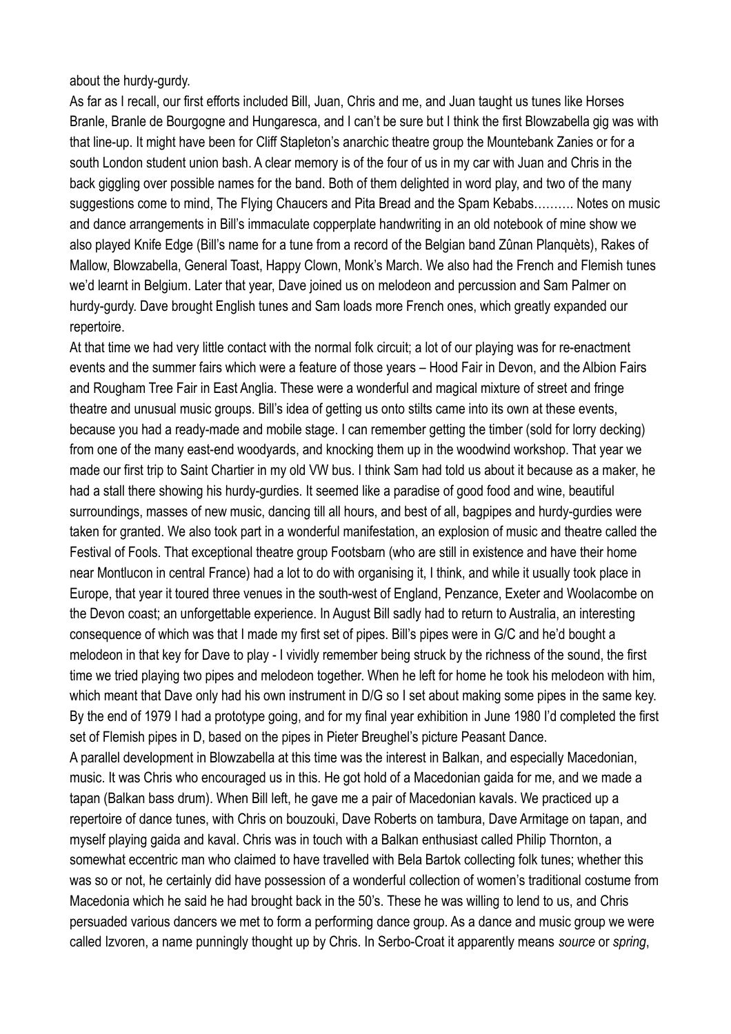about the hurdy-gurdy.

As far as I recall, our first efforts included Bill, Juan, Chris and me, and Juan taught us tunes like Horses Branle, Branle de Bourgogne and Hungaresca, and I can't be sure but I think the first Blowzabella gig was with that line-up. It might have been for Cliff Stapleton's anarchic theatre group the Mountebank Zanies or for a south London student union bash. A clear memory is of the four of us in my car with Juan and Chris in the back giggling over possible names for the band. Both of them delighted in word play, and two of the many suggestions come to mind, The Flying Chaucers and Pita Bread and the Spam Kebabs………. Notes on music and dance arrangements in Bill's immaculate copperplate handwriting in an old notebook of mine show we also played Knife Edge (Bill's name for a tune from a record of the Belgian band Zûnan Planquèts), Rakes of Mallow, Blowzabella, General Toast, Happy Clown, Monk's March. We also had the French and Flemish tunes we'd learnt in Belgium. Later that year, Dave joined us on melodeon and percussion and Sam Palmer on hurdy-gurdy. Dave brought English tunes and Sam loads more French ones, which greatly expanded our repertoire.

At that time we had very little contact with the normal folk circuit; a lot of our playing was for re-enactment events and the summer fairs which were a feature of those years – Hood Fair in Devon, and the Albion Fairs and Rougham Tree Fair in East Anglia. These were a wonderful and magical mixture of street and fringe theatre and unusual music groups. Bill's idea of getting us onto stilts came into its own at these events, because you had a ready-made and mobile stage. I can remember getting the timber (sold for lorry decking) from one of the many east-end woodyards, and knocking them up in the woodwind workshop. That year we made our first trip to Saint Chartier in my old VW bus. I think Sam had told us about it because as a maker, he had a stall there showing his hurdy-gurdies. It seemed like a paradise of good food and wine, beautiful surroundings, masses of new music, dancing till all hours, and best of all, bagpipes and hurdy-gurdies were taken for granted. We also took part in a wonderful manifestation, an explosion of music and theatre called the Festival of Fools. That exceptional theatre group Footsbarn (who are still in existence and have their home near Montlucon in central France) had a lot to do with organising it, I think, and while it usually took place in Europe, that year it toured three venues in the south-west of England, Penzance, Exeter and Woolacombe on the Devon coast; an unforgettable experience. In August Bill sadly had to return to Australia, an interesting consequence of which was that I made my first set of pipes. Bill's pipes were in G/C and he'd bought a melodeon in that key for Dave to play - I vividly remember being struck by the richness of the sound, the first time we tried playing two pipes and melodeon together. When he left for home he took his melodeon with him, which meant that Dave only had his own instrument in D/G so I set about making some pipes in the same key. By the end of 1979 I had a prototype going, and for my final year exhibition in June 1980 I'd completed the first set of Flemish pipes in D, based on the pipes in Pieter Breughel's picture Peasant Dance.

A parallel development in Blowzabella at this time was the interest in Balkan, and especially Macedonian, music. It was Chris who encouraged us in this. He got hold of a Macedonian gaida for me, and we made a tapan (Balkan bass drum). When Bill left, he gave me a pair of Macedonian kavals. We practiced up a repertoire of dance tunes, with Chris on bouzouki, Dave Roberts on tambura, Dave Armitage on tapan, and myself playing gaida and kaval. Chris was in touch with a Balkan enthusiast called Philip Thornton, a somewhat eccentric man who claimed to have travelled with Bela Bartok collecting folk tunes; whether this was so or not, he certainly did have possession of a wonderful collection of women's traditional costume from Macedonia which he said he had brought back in the 50's. These he was willing to lend to us, and Chris persuaded various dancers we met to form a performing dance group. As a dance and music group we were called Izvoren, a name punningly thought up by Chris. In Serbo-Croat it apparently means *source* or *spring*,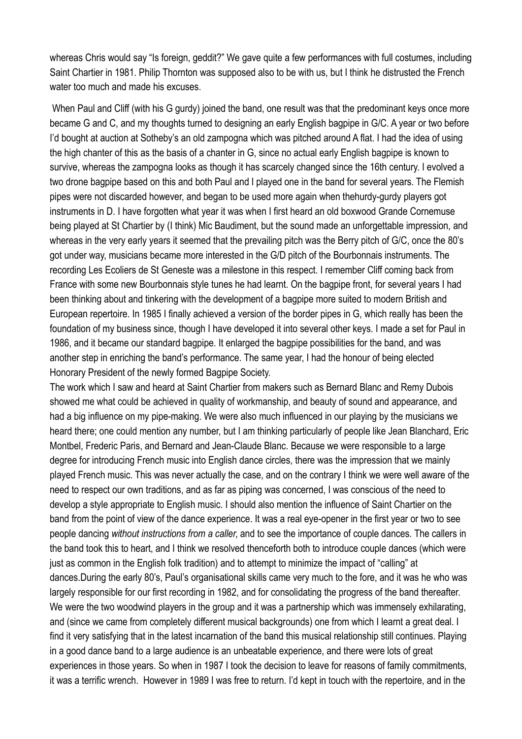whereas Chris would say "Is foreign, geddit?" We gave quite a few performances with full costumes, including Saint Chartier in 1981. Philip Thornton was supposed also to be with us, but I think he distrusted the French water too much and made his excuses.

When Paul and Cliff (with his G gurdy) joined the band, one result was that the predominant keys once more became G and C, and my thoughts turned to designing an early English bagpipe in G/C. A year or two before I'd bought at auction at Sotheby's an old zampogna which was pitched around A flat. I had the idea of using the high chanter of this as the basis of a chanter in G, since no actual early English bagpipe is known to survive, whereas the zampogna looks as though it has scarcely changed since the 16th century. I evolved a two drone bagpipe based on this and both Paul and I played one in the band for several years. The Flemish pipes were not discarded however, and began to be used more again when thehurdy-gurdy players got instruments in D. I have forgotten what year it was when I first heard an old boxwood Grande Cornemuse being played at St Chartier by (I think) Mic Baudiment, but the sound made an unforgettable impression, and whereas in the very early years it seemed that the prevailing pitch was the Berry pitch of G/C, once the 80's got under way, musicians became more interested in the G/D pitch of the Bourbonnais instruments. The recording Les Ecoliers de St Geneste was a milestone in this respect. I remember Cliff coming back from France with some new Bourbonnais style tunes he had learnt. On the bagpipe front, for several years I had been thinking about and tinkering with the development of a bagpipe more suited to modern British and European repertoire. In 1985 I finally achieved a version of the border pipes in G, which really has been the foundation of my business since, though I have developed it into several other keys. I made a set for Paul in 1986, and it became our standard bagpipe. It enlarged the bagpipe possibilities for the band, and was another step in enriching the band's performance. The same year, I had the honour of being elected Honorary President of the newly formed Bagpipe Society.

The work which I saw and heard at Saint Chartier from makers such as Bernard Blanc and Remy Dubois showed me what could be achieved in quality of workmanship, and beauty of sound and appearance, and had a big influence on my pipe-making. We were also much influenced in our playing by the musicians we heard there; one could mention any number, but I am thinking particularly of people like Jean Blanchard, Eric Montbel, Frederic Paris, and Bernard and Jean-Claude Blanc. Because we were responsible to a large degree for introducing French music into English dance circles, there was the impression that we mainly played French music. This was never actually the case, and on the contrary I think we were well aware of the need to respect our own traditions, and as far as piping was concerned, I was conscious of the need to develop a style appropriate to English music. I should also mention the influence of Saint Chartier on the band from the point of view of the dance experience. It was a real eye-opener in the first year or two to see people dancing *without instructions from a caller*, and to see the importance of couple dances. The callers in the band took this to heart, and I think we resolved thenceforth both to introduce couple dances (which were just as common in the English folk tradition) and to attempt to minimize the impact of "calling" at dances.During the early 80's, Paul's organisational skills came very much to the fore, and it was he who was largely responsible for our first recording in 1982, and for consolidating the progress of the band thereafter. We were the two woodwind players in the group and it was a partnership which was immensely exhilarating, and (since we came from completely different musical backgrounds) one from which I learnt a great deal. I find it very satisfying that in the latest incarnation of the band this musical relationship still continues. Playing in a good dance band to a large audience is an unbeatable experience, and there were lots of great experiences in those years. So when in 1987 I took the decision to leave for reasons of family commitments, it was a terrific wrench. However in 1989 I was free to return. I'd kept in touch with the repertoire, and in the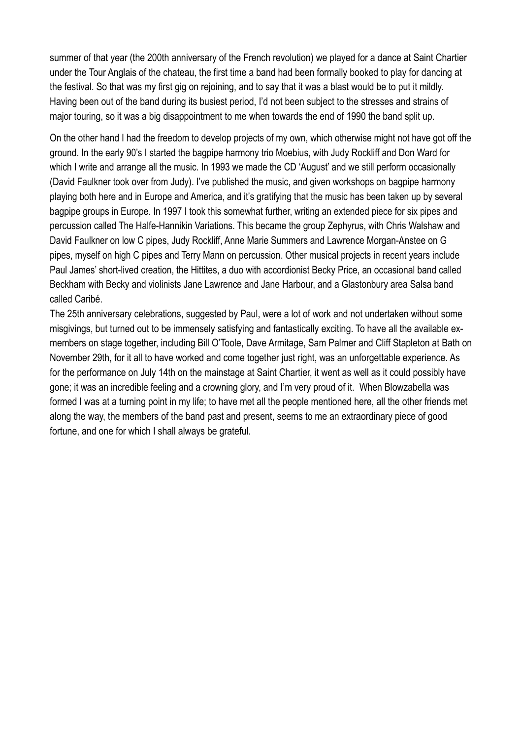summer of that year (the 200th anniversary of the French revolution) we played for a dance at Saint Chartier under the Tour Anglais of the chateau, the first time a band had been formally booked to play for dancing at the festival. So that was my first gig on rejoining, and to say that it was a blast would be to put it mildly. Having been out of the band during its busiest period, I'd not been subject to the stresses and strains of major touring, so it was a big disappointment to me when towards the end of 1990 the band split up.

On the other hand I had the freedom to develop projects of my own, which otherwise might not have got off the ground. In the early 90's I started the bagpipe harmony trio Moebius, with Judy Rockliff and Don Ward for which I write and arrange all the music. In 1993 we made the CD 'August' and we still perform occasionally (David Faulkner took over from Judy). I've published the music, and given workshops on bagpipe harmony playing both here and in Europe and America, and it's gratifying that the music has been taken up by several bagpipe groups in Europe. In 1997 I took this somewhat further, writing an extended piece for six pipes and percussion called The Halfe-Hannikin Variations. This became the group Zephyrus, with Chris Walshaw and David Faulkner on low C pipes, Judy Rockliff, Anne Marie Summers and Lawrence Morgan-Anstee on G pipes, myself on high C pipes and Terry Mann on percussion. Other musical projects in recent years include Paul James' short-lived creation, the Hittites, a duo with accordionist Becky Price, an occasional band called Beckham with Becky and violinists Jane Lawrence and Jane Harbour, and a Glastonbury area Salsa band called Caribé.

The 25th anniversary celebrations, suggested by Paul, were a lot of work and not undertaken without some misgivings, but turned out to be immensely satisfying and fantastically exciting. To have all the available ex-members on stage together, including Bill O'Toole, Dave Armitage, Sam Palmer and Cliff Stapleton at Bath on November 29th, for it all to have worked and come together just right, was an unforgettable experience. As for the performance on July 14th on the mainstage at Saint Chartier, it went as well as it could possibly have gone; it was an incredible feeling and a crowning glory, and I'm very proud of it. When Blowzabella was formed I was at a turning point in my life; to have met all the people mentioned here, all the other friends met along the way, the members of the band past and present, seems to me an extraordinary piece of good fortune, and one for which I shall always be grateful.